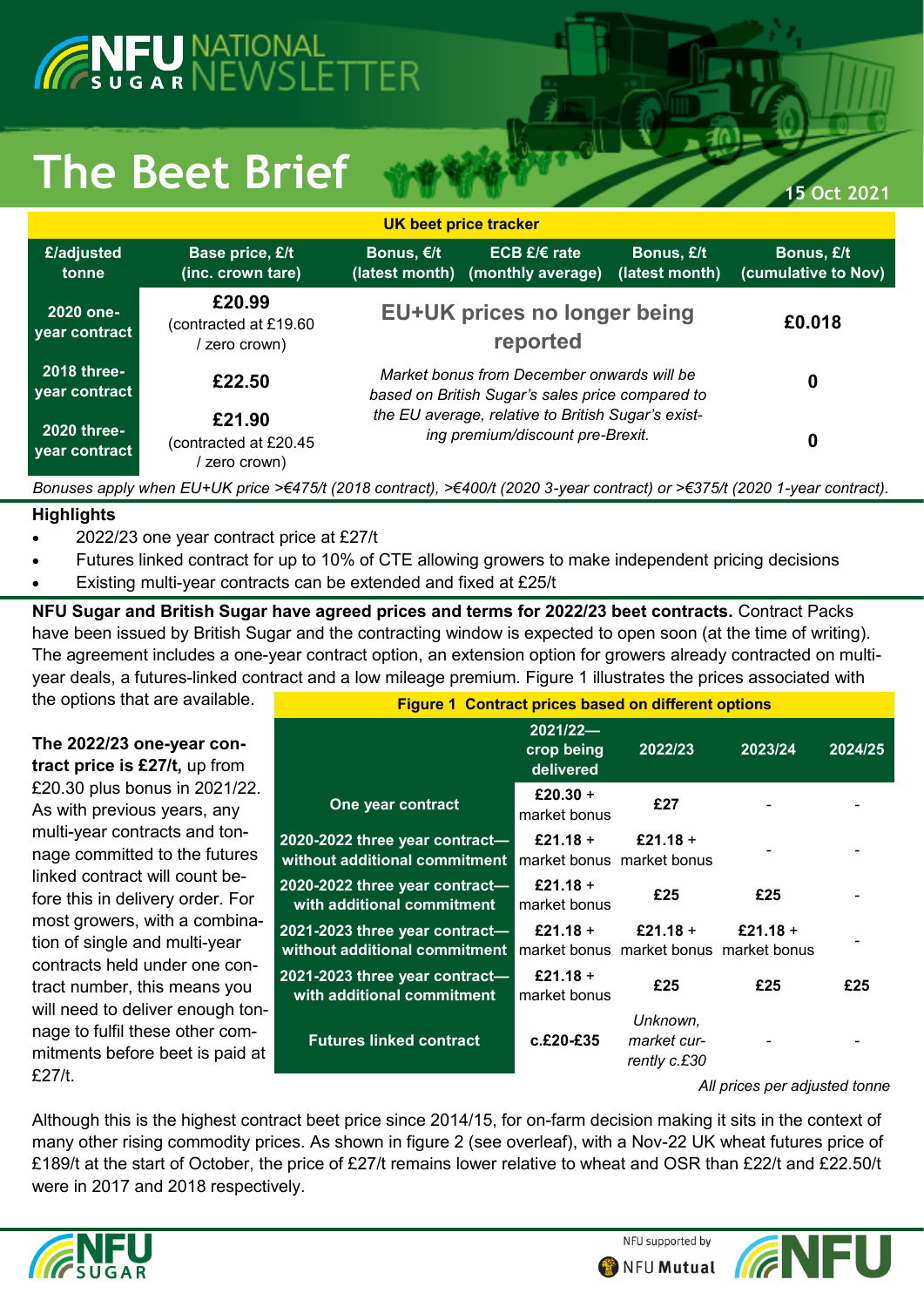# NFU Sugar National Newsletter

# The Beet Brief

15 Oct 2021

**UK beet price tracker**

| £/adjusted tonne | Base price, £/t (inc. crown tare) | Bonus, €/t (latest month) | ECB £/€ rate (monthly average) | Bonus, £/t (latest month) | Bonus, £/t (cumulative to Nov) |
|---|---|---|---|---|---|
| 2020 one-year contract | **£20.99** (contracted at £19.60 / zero crown) | **EU+UK prices no longer being reported** | | | £0.018 |
| 2018 three-year contract | **£22.50** | *Market bonus from December onwards will be based on British Sugar's sales price compared to the EU average, relative to British Sugar's existing premium/discount pre-Brexit.* | | | 0 |
| 2020 three-year contract | **£21.90** (contracted at £20.45 / zero crown) | | | | 0 |

*Bonuses apply when EU+UK price >€475/t (2018 contract), >€400/t (2020 3-year contract) or >€375/t (2020 1-year contract).*

**Highlights**

- 2022/23 one year contract price at £27/t
- Futures linked contract for up to 10% of CTE allowing growers to make independent pricing decisions
- Existing multi-year contracts can be extended and fixed at £25/t

**NFU Sugar and British Sugar have agreed prices and terms for 2022/23 beet contracts.** Contract Packs have been issued by British Sugar and the contracting window is expected to open soon (at the time of writing). The agreement includes a one-year contract option, an extension option for growers already contracted on multi-year deals, a futures-linked contract and a low mileage premium. Figure 1 illustrates the prices associated with the options that are available.

**The 2022/23 one-year contract price is £27/t,** up from £20.30 plus bonus in 2021/22. As with previous years, any multi-year contracts and tonnage committed to the futures linked contract will count before this in delivery order. For most growers, with a combination of single and multi-year contracts held under one contract number, this means you will need to deliver enough tonnage to fulfil these other commitments before beet is paid at £27/t.

**Figure 1 Contract prices based on different options**

| | 2021/22—crop being delivered | 2022/23 | 2023/24 | 2024/25 |
|---|---|---|---|---|
| One year contract | £20.30 + market bonus | £27 | - | - |
| 2020-2022 three year contract—without additional commitment | £21.18 + market bonus | £21.18 + market bonus | - | - |
| 2020-2022 three year contract—with additional commitment | £21.18 + market bonus | £25 | £25 | - |
| 2021-2023 three year contract—without additional commitment | £21.18 + market bonus | £21.18 + market bonus | £21.18 + market bonus | - |
| 2021-2023 three year contract—with additional commitment | £21.18 + market bonus | £25 | £25 | £25 |
| Futures linked contract | c.£20-£35 | *Unknown, market currently c.£30* | - | - |

*All prices per adjusted tonne*

Although this is the highest contract beet price since 2014/15, for on-farm decision making it sits in the context of many other rising commodity prices. As shown in figure 2 (see overleaf), with a Nov-22 UK wheat futures price of £189/t at the start of October, the price of £27/t remains lower relative to wheat and OSR than £22/t and £22.50/t were in 2017 and 2018 respectively.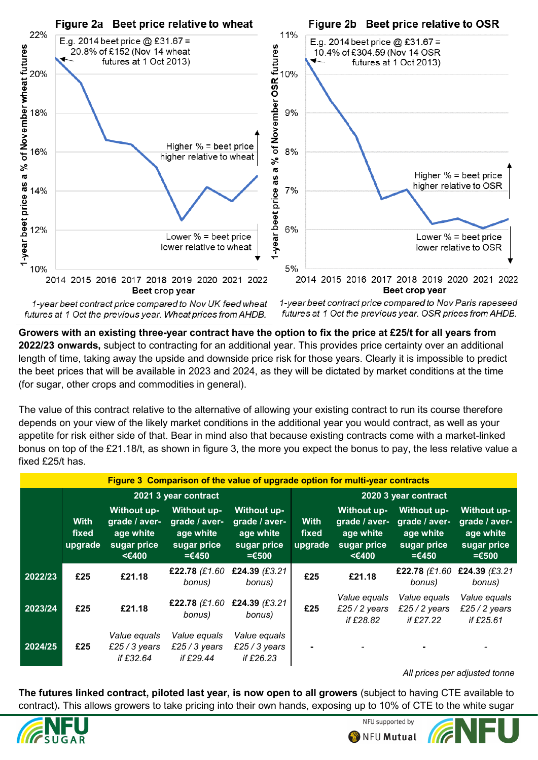**Figure 2a Beet price relative to wheat**

E.g. 2014 beet price @ £31.67 = 20.8% of £152 (Nov 14 wheat futures at 1 Oct 2013)

Higher % = beet price higher relative to wheat

Lower % = beet price lower relative to wheat

1-year beet price as a % of November wheat futures

Beet crop year

*1-year beet contract price compared to Nov UK feed wheat futures at 1 Oct the previous year. Wheat prices from AHDB.*

**Figure 2b Beet price relative to OSR**

E.g. 2014 beet price @ £31.67 = 10.4% of £304.59 (Nov 14 OSR futures at 1 Oct 2013)

Higher % = beet price higher relative to OSR

Lower % = beet price lower relative to OSR

1-year beet price as a % of November OSR futures

Beet crop year

*1-year beet contract price compared to Nov Paris rapeseed futures at 1 Oct the previous year. OSR prices from AHDB.*

**Growers with an existing three-year contract have the option to fix the price at £25/t for all years from 2022/23 onwards,** subject to contracting for an additional year. This provides price certainty over an additional length of time, taking away the upside and downside price risk for those years. Clearly it is impossible to predict the beet prices that will be available in 2023 and 2024, as they will be dictated by market conditions at the time (for sugar, other crops and commodities in general).

The value of this contract relative to the alternative of allowing your existing contract to run its course therefore depends on your view of the likely market conditions in the additional year you would contract, as well as your appetite for risk either side of that. Bear in mind also that because existing contracts come with a market-linked bonus on top of the £21.18/t, as shown in figure 3, the more you expect the bonus to pay, the less relative value a fixed £25/t has.

**Figure 3 Comparison of the value of upgrade option for multi-year contracts**

| | 2021 3 year contract | | | | 2020 3 year contract | | | |
|---|---|---|---|---|---|---|---|---|
| | With fixed upgrade | Without upgrade / average white sugar price <€400 | Without upgrade / average white sugar price =€450 | Without upgrade / average white sugar price =€500 | With fixed upgrade | Without upgrade / average white sugar price <€400 | Without upgrade / average white sugar price =€450 | Without upgrade / average white sugar price =€500 |
| **2022/23** | **£25** | **£21.18** | **£22.78** *(£1.60 bonus)* | **£24.39** *(£3.21 bonus)* | **£25** | **£21.18** | **£22.78** *(£1.60 bonus)* | **£24.39** *(£3.21 bonus)* |
| **2023/24** | **£25** | **£21.18** | **£22.78** *(£1.60 bonus)* | **£24.39** *(£3.21 bonus)* | **£25** | *Value equals £25 / 2 years if £28.82* | *Value equals £25 / 2 years if £27.22* | *Value equals £25 / 2 years if £25.61* |
| **2024/25** | **£25** | *Value equals £25 / 3 years if £32.64* | *Value equals £25 / 3 years if £29.44* | *Value equals £25 / 3 years if £26.23* | - | - | - | - |

*All prices per adjusted tonne*

**The futures linked contract, piloted last year, is now open to all growers** (subject to having CTE available to contract). This allows growers to take pricing into their own hands, exposing up to 10% of CTE to the white sugar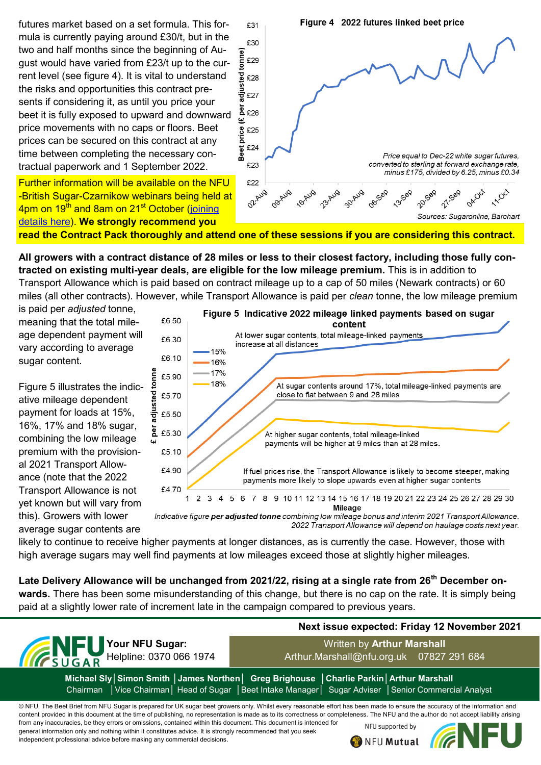futures market based on a set formula. This formula is currently paying around £30/t, but in the two and half months since the beginning of August would have varied from £23/t up to the current level (see figure 4). It is vital to understand the risks and opportunities this contract presents if considering it, as until you price your beet it is fully exposed to upward and downward price movements with no caps or floors. Beet prices can be secured on this contract at any time between completing the necessary contractual paperwork and 1 September 2022.

**Figure 4 2022 futures linked beet price**

Beet price (£ per adjusted tonne)

£31
£30
£29
£28
£27
£26
£25
£24
£23
£22

02-Aug 09-Aug 16-Aug 23-Aug 30-Aug 06-Sep 13-Sep 20-Sep 27-Sep 04-Oct 11-Oct

*Price equal to Dec-22 white sugar futures, converted to sterling at forward exchange rate, minus £175, divided by 6.25, minus £0.34*

*Sources: Sugaronline, Barchart*

Further information will be available on the NFU-British Sugar-Czarnikow webinars being held at 4pm on 19th and 8am on 21st October (joining details here). **We strongly recommend you read the Contract Pack thoroughly and attend one of these sessions if you are considering this contract.**

**All growers with a contract distance of 28 miles or less to their closest factory, including those fully contracted on existing multi-year deals, are eligible for the low mileage premium.** This is in addition to Transport Allowance which is paid based on contract mileage up to a cap of 50 miles (Newark contracts) or 60 miles (all other contracts). However, while Transport Allowance is paid per *clean* tonne, the low mileage premium is paid per *adjusted* tonne, meaning that the total mileage dependent payment will vary according to average sugar content.

Figure 5 illustrates the indicative mileage dependent payment for loads at 15%, 16%, 17% and 18% sugar, combining the low mileage premium with the provisional 2021 Transport Allowance (note that the 2022 Transport Allowance is not yet known but will vary from this). Growers with lower average sugar contents are likely to continue to receive higher payments at longer distances, as is currently the case. However, those with high average sugars may well find payments at low mileages exceed those at slightly higher mileages.

**Figure 5 Indicative 2022 mileage linked payments based on sugar content**

£ per adjusted tonne

£6.50
£6.30
£6.10
£5.90
£5.70
£5.50
£5.30
£5.10
£4.90
£4.70

15%
16%
17%
18%

At lower sugar contents, total mileage-linked payments increase at all distances

At sugar contents around 17%, total mileage-linked payments are close to flat between 9 and 28 miles

At higher sugar contents, total mileage-linked payments will be higher at 9 miles than at 28 miles.

If fuel prices rise, the Transport Allowance is likely to become steeper, making payments more likely to slope upwards even at higher sugar contents

1 2 3 4 5 6 7 8 9 10 11 12 13 14 15 16 17 18 19 20 21 22 23 24 25 26 27 28 29 30

Mileage

*Indicative figure **per adjusted tonne** combining low mileage bonus and interim 2021 Transport Allowance. 2022 Transport Allowance will depend on haulage costs next year.*

**Late Delivery Allowance will be unchanged from 2021/22, rising at a single rate from 26th December onwards.** There has been some misunderstanding of this change, but there is no cap on the rate. It is simply being paid at a slightly lower rate of increment late in the campaign compared to previous years.

**Next issue expected: Friday 12 November 2021**

**Your NFU Sugar:**
Helpline: 0370 066 1974

Written by **Arthur Marshall**
Arthur.Marshall@nfu.org.uk 07827 291 684

**Michael Sly** Chairman | **Simon Smith** Vice Chairman | **James Northen** Head of Sugar | **Greg Brighouse** Beet Intake Manager | **Charlie Parkin** Sugar Adviser | **Arthur Marshall** Senior Commercial Analyst

© NFU. The Beet Brief from NFU Sugar is prepared for UK sugar beet growers only. Whilst every reasonable effort has been made to ensure the accuracy of the information and content provided in this document at the time of publishing, no representation is made as to its correctness or completeness. The NFU and the author do not accept liability arising from any inaccuracies, be they errors or omissions, contained within this document. This document is intended for general information only and nothing within it constitutes advice. It is strongly recommended that you seek independent professional advice before making any commercial decisions.

NFU supported by NFU Mutual